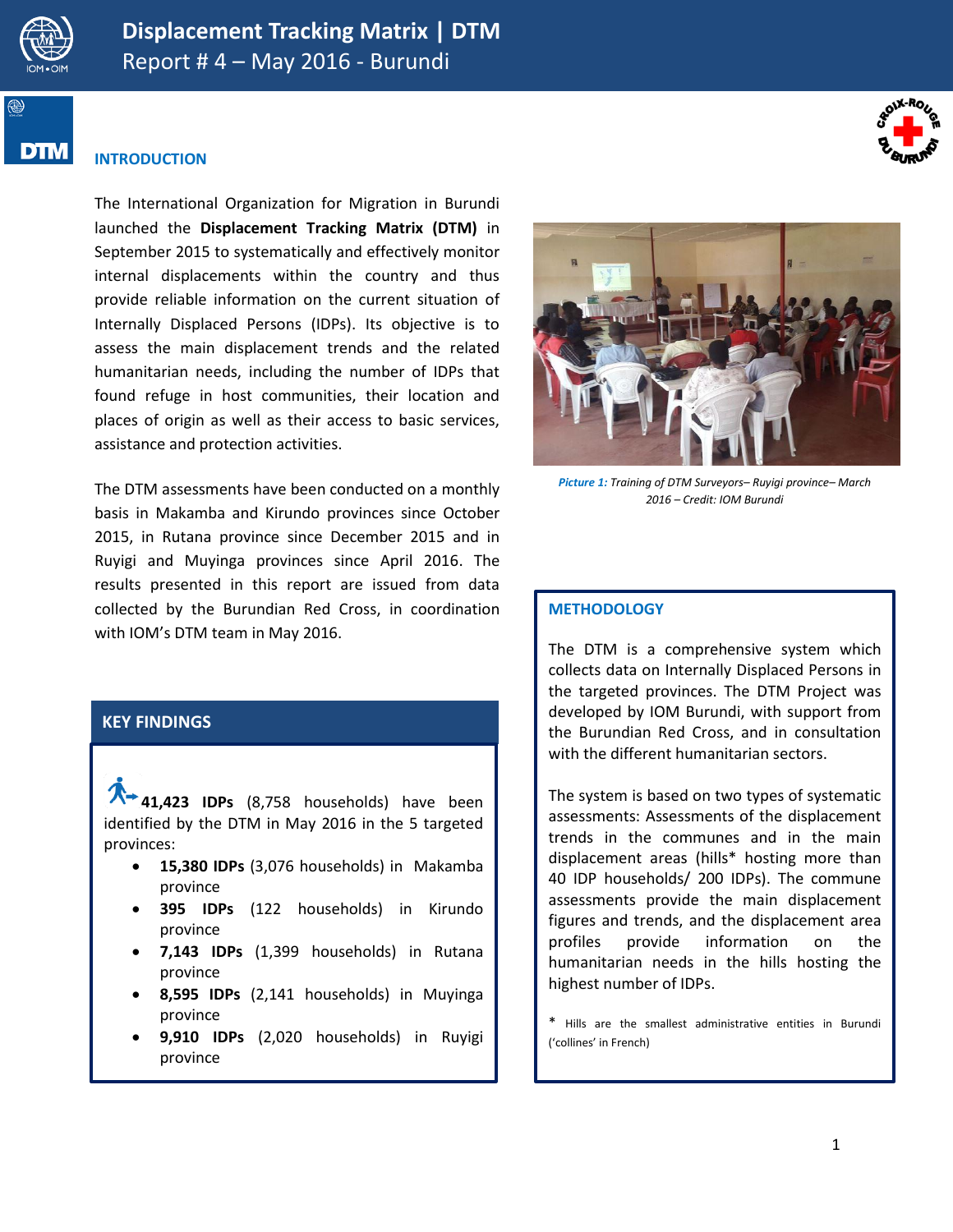# Displacement Tracking Matrix | DTM

Report # 4 – May 2016 - Burundi

## INTRODUCTION

The International Organization for Migration in Burundi launched the **Displacement Tracking Matrix (DTM)** in September 2015 to systematically and effectively monitor internal displacements within the country and thus provide reliable information on the current situation of Internally Displaced Persons (IDPs). Its objective is to assess the main displacement trends and the related humanitarian needs, including the number of IDPs that found refuge in host communities, their location and places of origin as well as their access to basic services, assistance and protection activities.

The DTM assessments have been conducted on a monthly basis in Makamba and Kirundo provinces since October 2015, in Rutana province since December 2015 and in Ruyigi and Muyinga provinces since April 2016. The results presented in this report are issued from data collected by the Burundian Red Cross, in coordination with IOM's DTM team in May 2016.

***Picture 1:*** *Training of DTM Surveyors– Ruyigi province– March 2016 – Credit: IOM Burundi*

## KEY FINDINGS

**41,423 IDPs** (8,758 households) have been identified by the DTM in May 2016 in the 5 targeted provinces:

- **15,380 IDPs** (3,076 households) in Makamba province
- **395 IDPs** (122 households) in Kirundo province
- **7,143 IDPs** (1,399 households) in Rutana province
- **8,595 IDPs** (2,141 households) in Muyinga province
- **9,910 IDPs** (2,020 households) in Ruyigi province

## METHODOLOGY

The DTM is a comprehensive system which collects data on Internally Displaced Persons in the targeted provinces. The DTM Project was developed by IOM Burundi, with support from the Burundian Red Cross, and in consultation with the different humanitarian sectors.

The system is based on two types of systematic assessments: Assessments of the displacement trends in the communes and in the main displacement areas (hills* hosting more than 40 IDP households/ 200 IDPs). The commune assessments provide the main displacement figures and trends, and the displacement area profiles provide information on the humanitarian needs in the hills hosting the highest number of IDPs.

\* Hills are the smallest administrative entities in Burundi ('collines' in French)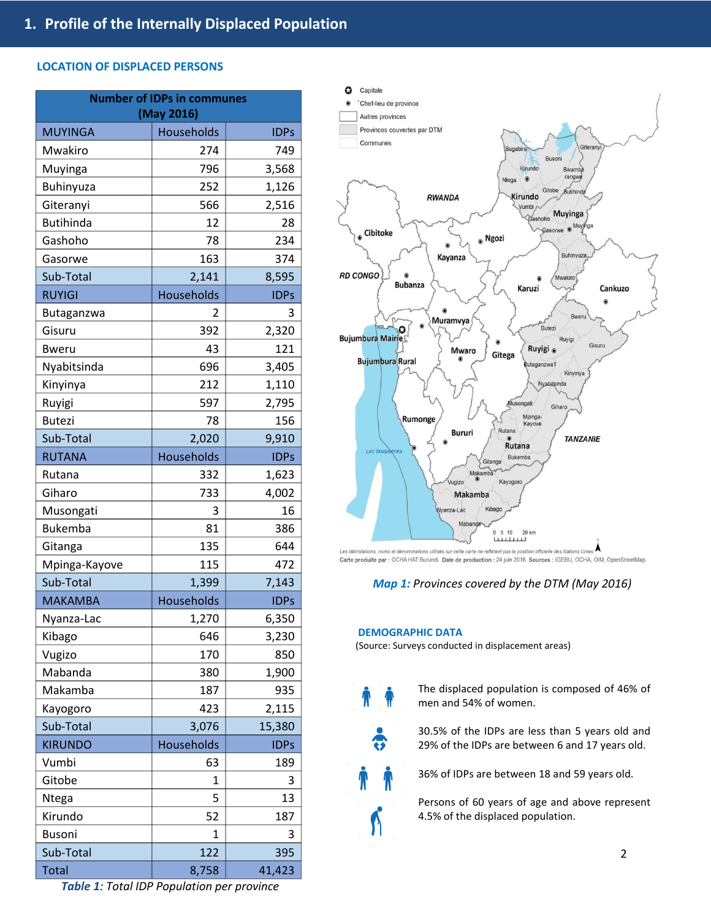# 1. Profile of the Internally Displaced Population

## LOCATION OF DISPLACED PERSONS

| Number of IDPs in communes (May 2016) | | |
|---|---|---|
| **MUYINGA** | **Households** | **IDPs** |
| Mwakiro | 274 | 749 |
| Muyinga | 796 | 3,568 |
| Buhinyuza | 252 | 1,126 |
| Giteranyi | 566 | 2,516 |
| Butihinda | 12 | 28 |
| Gashoho | 78 | 234 |
| Gasorwe | 163 | 374 |
| Sub-Total | 2,141 | 8,595 |
| **RUYIGI** | **Households** | **IDPs** |
| Butaganzwa | 2 | 3 |
| Gisuru | 392 | 2,320 |
| Bweru | 43 | 121 |
| Nyabitsinda | 696 | 3,405 |
| Kinyinya | 212 | 1,110 |
| Ruyigi | 597 | 2,795 |
| Butezi | 78 | 156 |
| Sub-Total | 2,020 | 9,910 |
| **RUTANA** | **Households** | **IDPs** |
| Rutana | 332 | 1,623 |
| Giharo | 733 | 4,002 |
| Musongati | 3 | 16 |
| Bukemba | 81 | 386 |
| Gitanga | 135 | 644 |
| Mpinga-Kayove | 115 | 472 |
| Sub-Total | 1,399 | 7,143 |
| **MAKAMBA** | **Households** | **IDPs** |
| Nyanza-Lac | 1,270 | 6,350 |
| Kibago | 646 | 3,230 |
| Vugizo | 170 | 850 |
| Mabanda | 380 | 1,900 |
| Makamba | 187 | 935 |
| Kayogoro | 423 | 2,115 |
| Sub-Total | 3,076 | 15,380 |
| **KIRUNDO** | **Households** | **IDPs** |
| Vumbi | 63 | 189 |
| Gitobe | 1 | 3 |
| Ntega | 5 | 13 |
| Kirundo | 52 | 187 |
| Busoni | 1 | 3 |
| Sub-Total | 122 | 395 |
| Total | 8,758 | 41,423 |

*Table 1: Total IDP Population per province*

*Map 1: Provinces covered by the DTM (May 2016)*

## DEMOGRAPHIC DATA

(Source: Surveys conducted in displacement areas)

The displaced population is composed of 46% of men and 54% of women.

30.5% of the IDPs are less than 5 years old and 29% of the IDPs are between 6 and 17 years old.

36% of IDPs are between 18 and 59 years old.

Persons of 60 years of age and above represent 4.5% of the displaced population.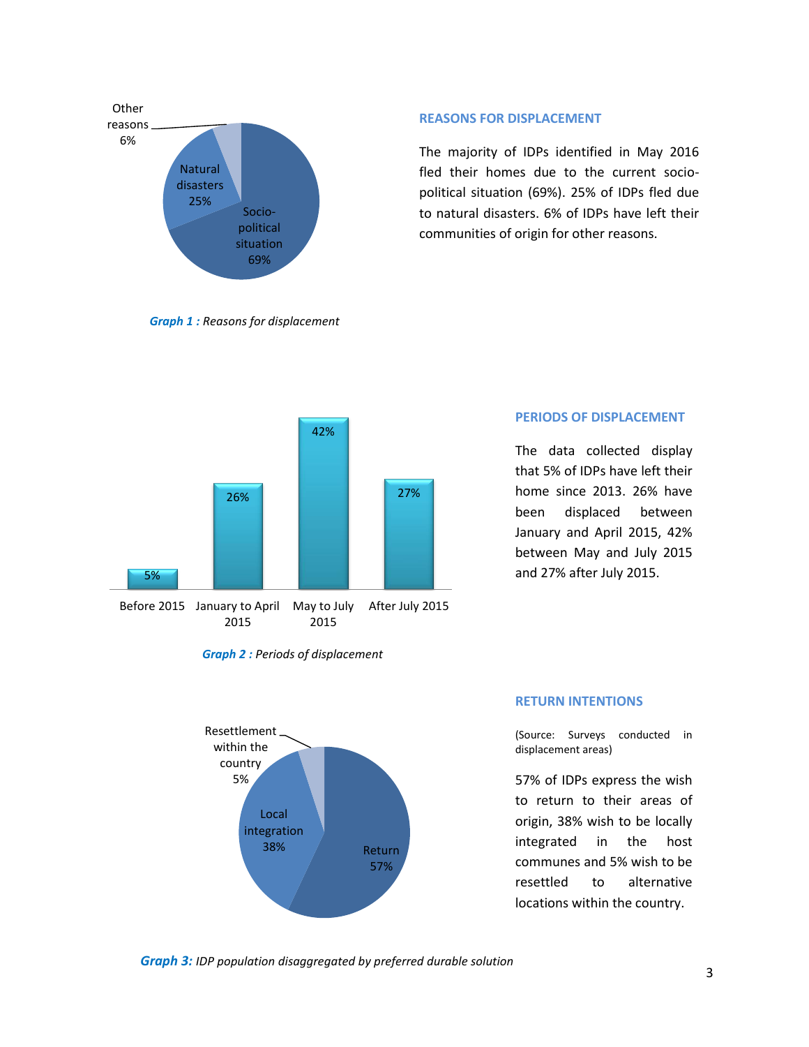## REASONS FOR DISPLACEMENT

The majority of IDPs identified in May 2016 fled their homes due to the current socio-political situation (69%). 25% of IDPs fled due to natural disasters. 6% of IDPs have left their communities of origin for other reasons.

| Reason | Percentage |
|---|---|
| Socio-political situation | 69% |
| Natural disasters | 25% |
| Other reasons | 6% |

***Graph 1 :*** *Reasons for displacement*

## PERIODS OF DISPLACEMENT

The data collected display that 5% of IDPs have left their home since 2013. 26% have been displaced between January and April 2015, 42% between May and July 2015 and 27% after July 2015.

| Period | Percentage |
|---|---|
| Before 2015 | 5% |
| January to April 2015 | 26% |
| May to July 2015 | 42% |
| After July 2015 | 27% |

***Graph 2 :*** *Periods of displacement*

## RETURN INTENTIONS

(Source: Surveys conducted in displacement areas)

57% of IDPs express the wish to return to their areas of origin, 38% wish to be locally integrated in the host communes and 5% wish to be resettled to alternative locations within the country.

| Preferred durable solution | Percentage |
|---|---|
| Return | 57% |
| Local integration | 38% |
| Resettlement within the country | 5% |

***Graph 3:*** *IDP population disaggregated by preferred durable solution*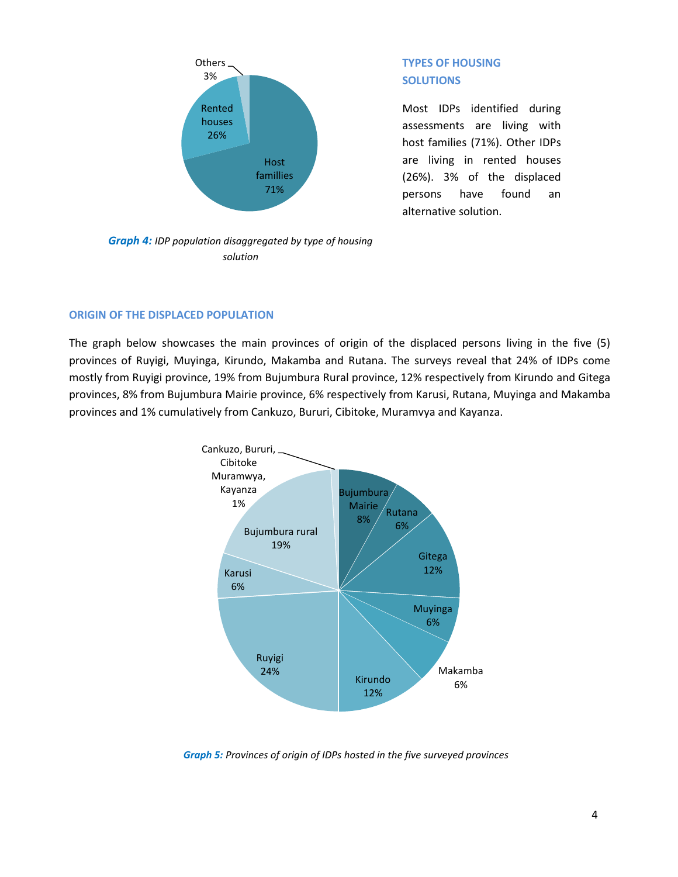## TYPES OF HOUSING SOLUTIONS

Most IDPs identified during assessments are living with host families (71%). Other IDPs are living in rented houses (26%). 3% of the displaced persons have found an alternative solution.

***Graph 4:*** *IDP population disaggregated by type of housing solution*

## ORIGIN OF THE DISPLACED POPULATION

The graph below showcases the main provinces of origin of the displaced persons living in the five (5) provinces of Ruyigi, Muyinga, Kirundo, Makamba and Rutana. The surveys reveal that 24% of IDPs come mostly from Ruyigi province, 19% from Bujumbura Rural province, 12% respectively from Kirundo and Gitega provinces, 8% from Bujumbura Mairie province, 6% respectively from Karusi, Rutana, Muyinga and Makamba provinces and 1% cumulatively from Cankuzo, Bururi, Cibitoke, Muramvya and Kayanza.

***Graph 5:*** *Provinces of origin of IDPs hosted in the five surveyed provinces*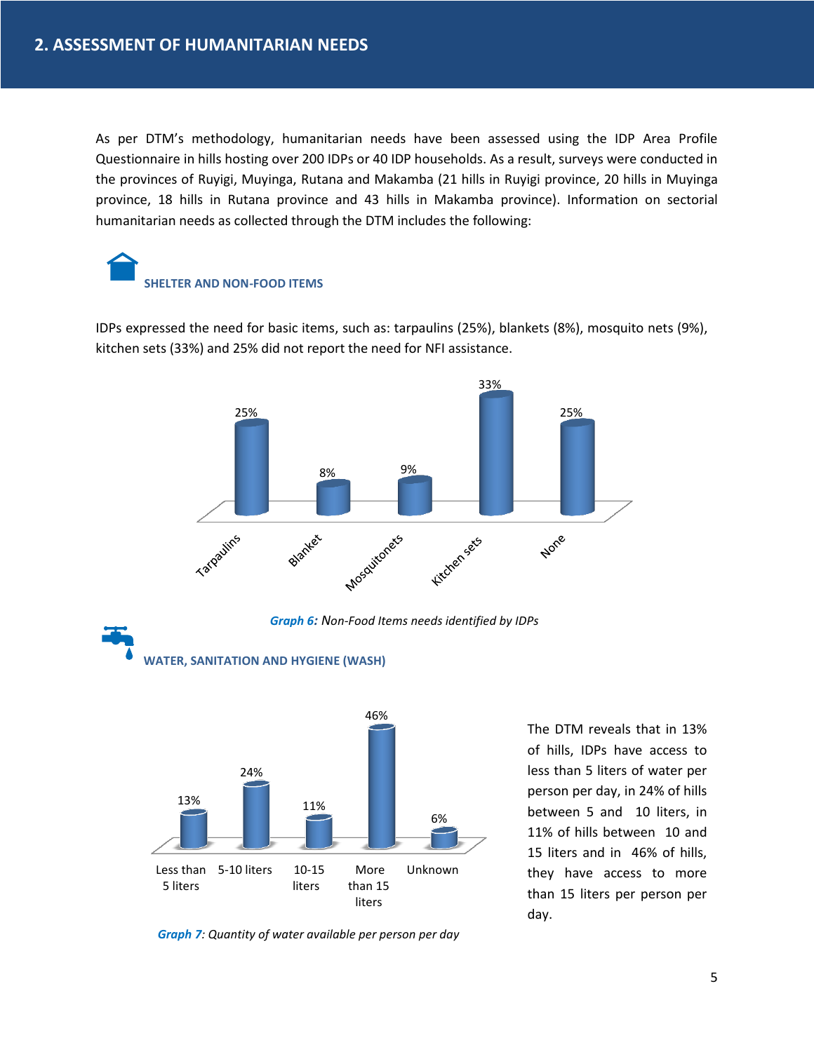## 2. ASSESSMENT OF HUMANITARIAN NEEDS

As per DTM's methodology, humanitarian needs have been assessed using the IDP Area Profile Questionnaire in hills hosting over 200 IDPs or 40 IDP households. As a result, surveys were conducted in the provinces of Ruyigi, Muyinga, Rutana and Makamba (21 hills in Ruyigi province, 20 hills in Muyinga province, 18 hills in Rutana province and 43 hills in Makamba province). Information on sectorial humanitarian needs as collected through the DTM includes the following:

### SHELTER AND NON-FOOD ITEMS

IDPs expressed the need for basic items, such as: tarpaulins (25%), blankets (8%), mosquito nets (9%), kitchen sets (33%) and 25% did not report the need for NFI assistance.

| Tarpaulins | Blanket | Mosquitonets | Kitchen sets | None |
|---|---|---|---|---|
| 25% | 8% | 9% | 33% | 25% |

***Graph 6:*** *Non-Food Items needs identified by IDPs*

### WATER, SANITATION AND HYGIENE (WASH)

| Less than 5 liters | 5-10 liters | 10-15 liters | More than 15 liters | Unknown |
|---|---|---|---|---|
| 13% | 24% | 11% | 46% | 6% |

***Graph 7****: Quantity of water available per person per day*

The DTM reveals that in 13% of hills, IDPs have access to less than 5 liters of water per person per day, in 24% of hills between 5 and 10 liters, in 11% of hills between 10 and 15 liters and in 46% of hills, they have access to more than 15 liters per person per day.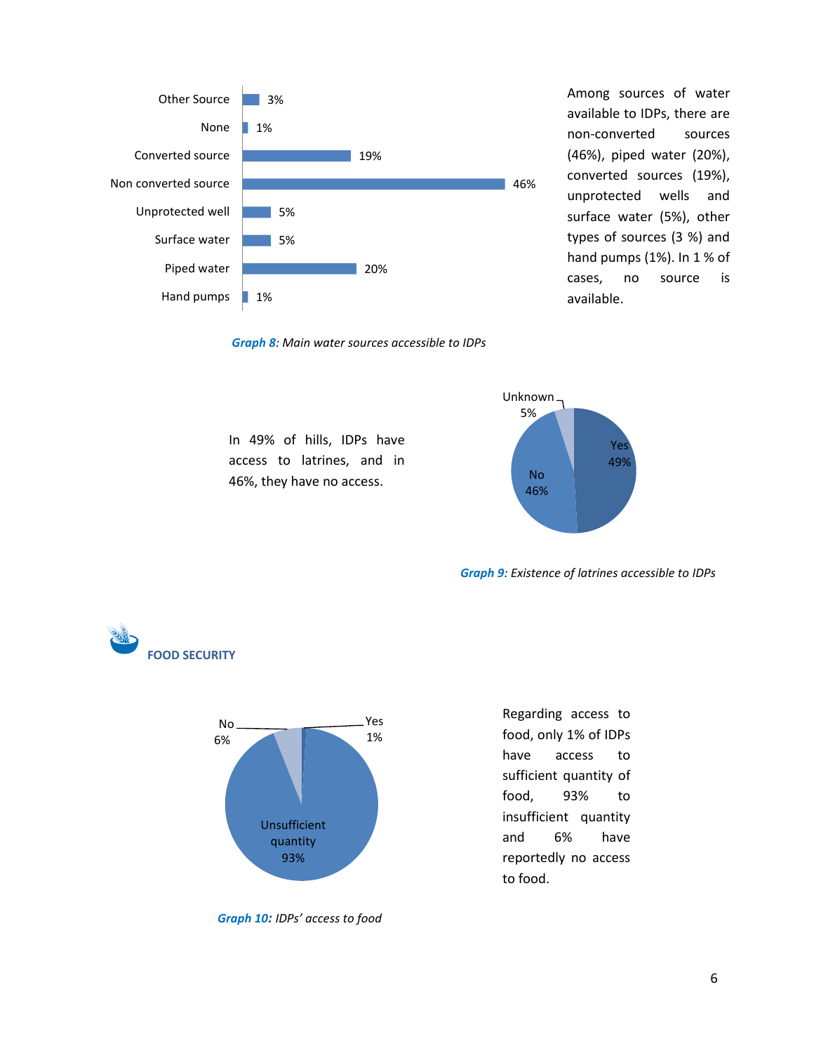| Source | Percentage |
|---|---|
| Other Source | 3% |
| None | 1% |
| Converted source | 19% |
| Non converted source | 46% |
| Unprotected well | 5% |
| Surface water | 5% |
| Piped water | 20% |
| Hand pumps | 1% |

Among sources of water available to IDPs, there are non-converted sources (46%), piped water (20%), converted sources (19%), unprotected wells and surface water (5%), other types of sources (3 %) and hand pumps (1%). In 1 % of cases, no source is available.

***Graph 8**: Main water sources accessible to IDPs*

In 49% of hills, IDPs have access to latrines, and in 46%, they have no access.

| Response | Percentage |
|---|---|
| Yes | 49% |
| No | 46% |
| Unknown | 5% |

***Graph 9**: Existence of latrines accessible to IDPs*

## FOOD SECURITY

| Response | Percentage |
|---|---|
| Yes | 1% |
| No | 6% |
| Unsufficient quantity | 93% |

Regarding access to food, only 1% of IDPs have access to sufficient quantity of food, 93% to insufficient quantity and 6% have reportedly no access to food.

***Graph 10:** IDPs' access to food*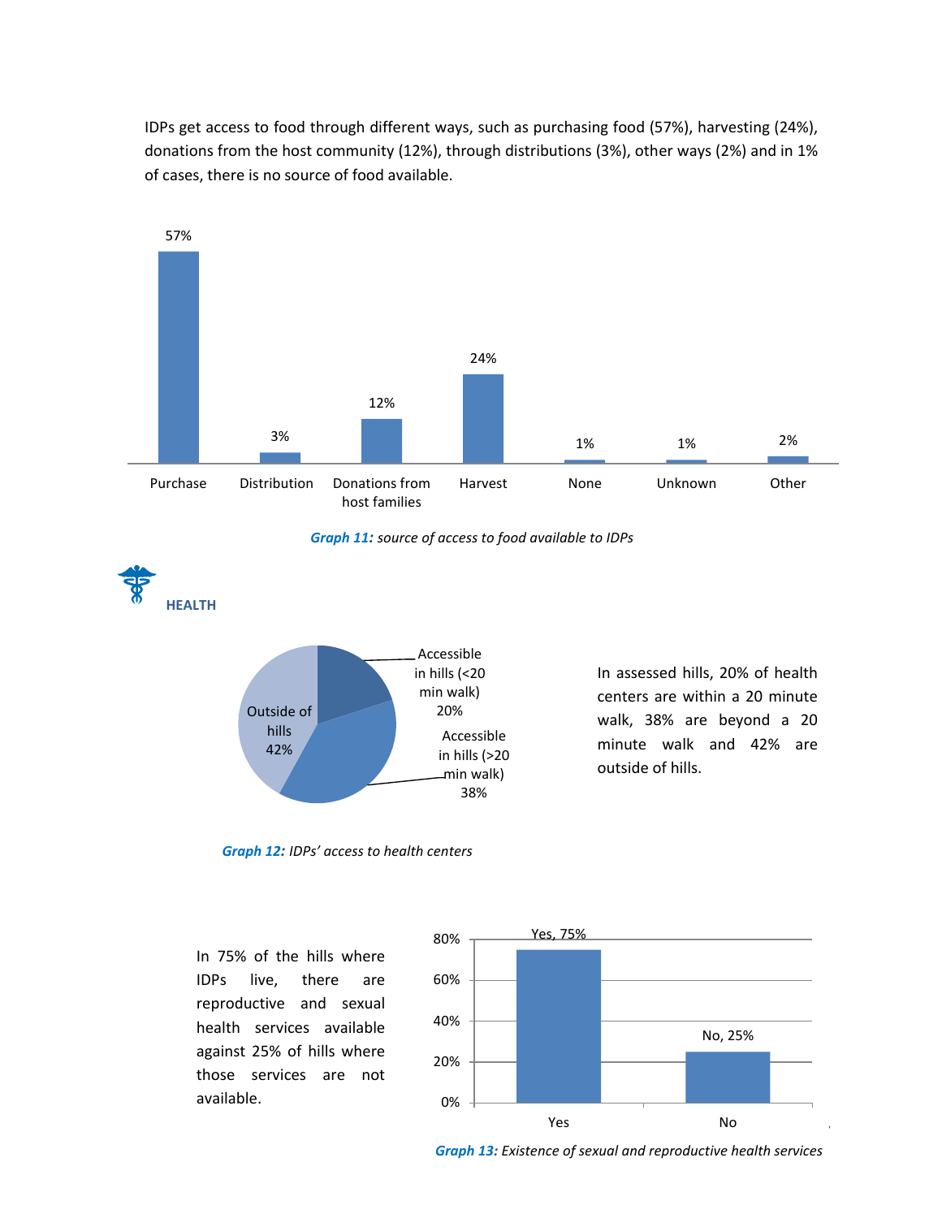IDPs get access to food through different ways, such as purchasing food (57%), harvesting (24%), donations from the host community (12%), through distributions (3%), other ways (2%) and in 1% of cases, there is no source of food available.

| Purchase | Distribution | Donations from host families | Harvest | None | Unknown | Other |
|---|---|---|---|---|---|---|
| 57% | 3% | 12% | 24% | 1% | 1% | 2% |

***Graph 11:*** *source of access to food available to IDPs*

## HEALTH

| Access to health centers | % |
|---|---|
| Accessible in hills (<20 min walk) | 20% |
| Accessible in hills (>20 min walk) | 38% |
| Outside of hills | 42% |

***Graph 12:*** *IDPs' access to health centers*

In assessed hills, 20% of health centers are within a 20 minute walk, 38% are beyond a 20 minute walk and 42% are outside of hills.

In 75% of the hills where IDPs live, there are reproductive and sexual health services available against 25% of hills where those services are not available.

| Yes | No |
|---|---|
| 75% | 25% |

***Graph 13:*** *Existence of sexual and reproductive health services*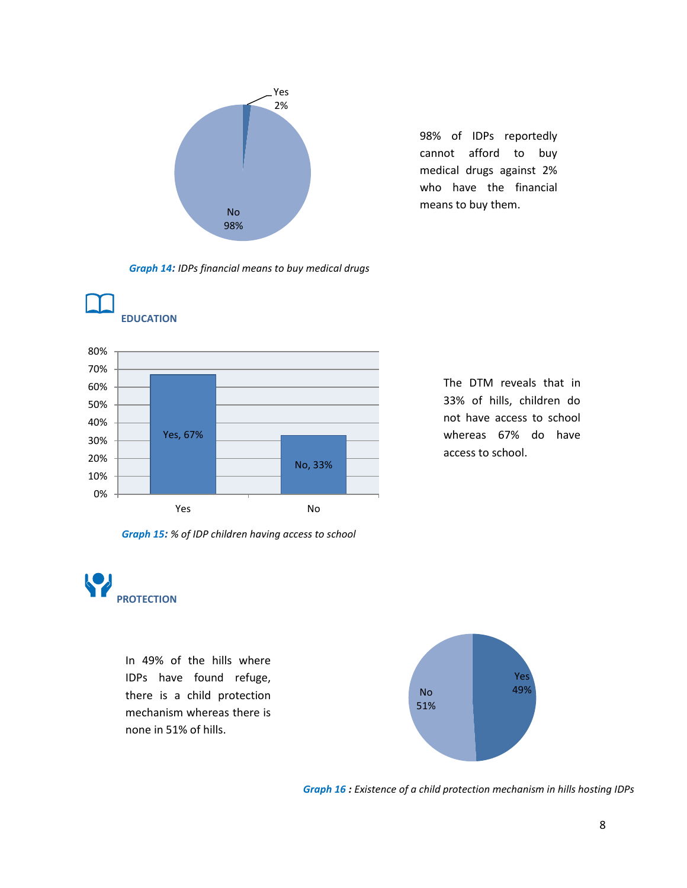98% of IDPs reportedly cannot afford to buy medical drugs against 2% who have the financial means to buy them.

***Graph 14:*** *IDPs financial means to buy medical drugs*

## EDUCATION

The DTM reveals that in 33% of hills, children do not have access to school whereas 67% do have access to school.

***Graph 15:*** *% of IDP children having access to school*

## PROTECTION

In 49% of the hills where IDPs have found refuge, there is a child protection mechanism whereas there is none in 51% of hills.

***Graph 16 :*** *Existence of a child protection mechanism in hills hosting IDPs*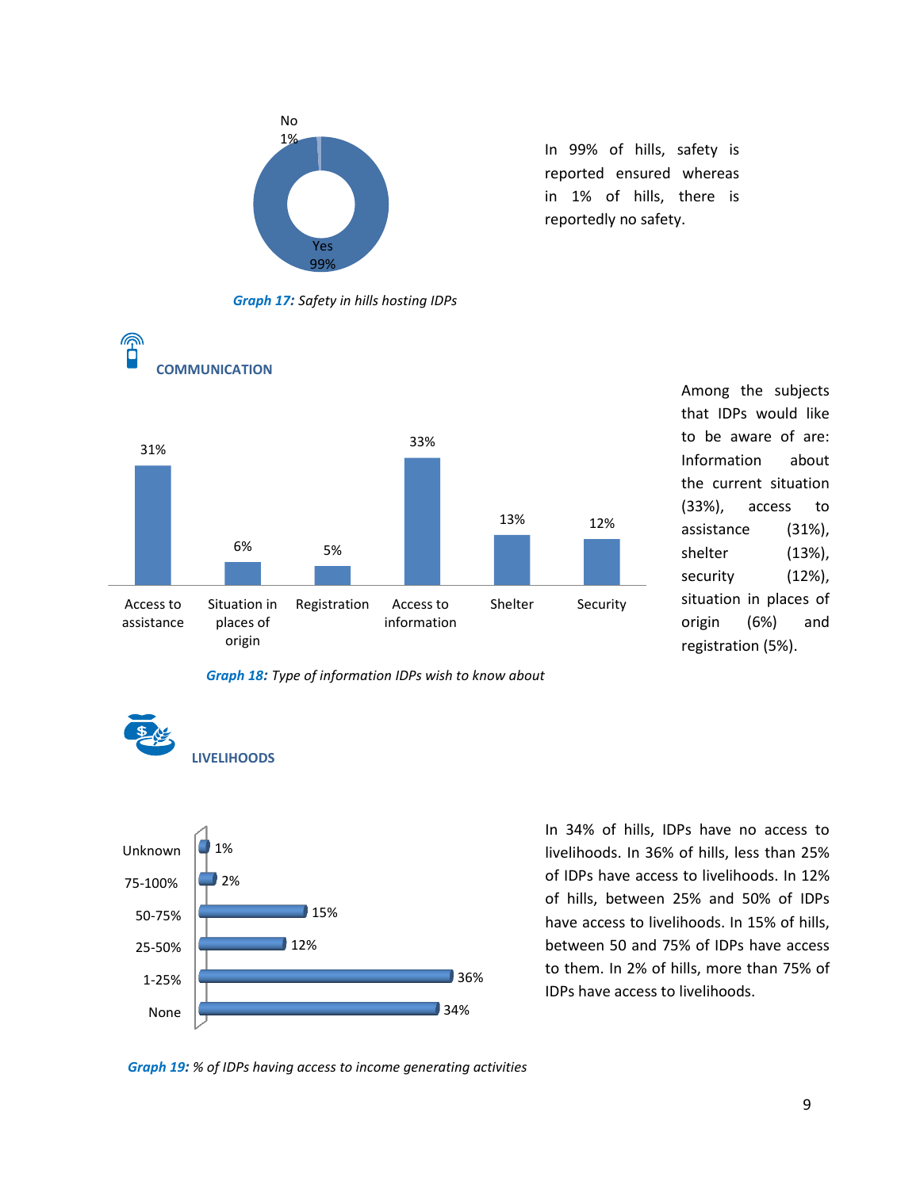No 1%

Yes 99%

*Graph 17: Safety in hills hosting IDPs*

In 99% of hills, safety is reported ensured whereas in 1% of hills, there is reportedly no safety.

## COMMUNICATION

| Access to assistance | Situation in places of origin | Registration | Access to information | Shelter | Security |
|---|---|---|---|---|---|
| 31% | 6% | 5% | 33% | 13% | 12% |

*Graph 18: Type of information IDPs wish to know about*

Among the subjects that IDPs would like to be aware of are: Information about the current situation (33%), access to assistance (31%), shelter (13%), security (12%), situation in places of origin (6%) and registration (5%).

## LIVELIHOODS

| Category | % |
|---|---|
| Unknown | 1% |
| 75-100% | 2% |
| 50-75% | 15% |
| 25-50% | 12% |
| 1-25% | 36% |
| None | 34% |

*Graph 19: % of IDPs having access to income generating activities*

In 34% of hills, IDPs have no access to livelihoods. In 36% of hills, less than 25% of IDPs have access to livelihoods. In 12% of hills, between 25% and 50% of IDPs have access to livelihoods. In 15% of hills, between 50 and 75% of IDPs have access to them. In 2% of hills, more than 75% of IDPs have access to livelihoods.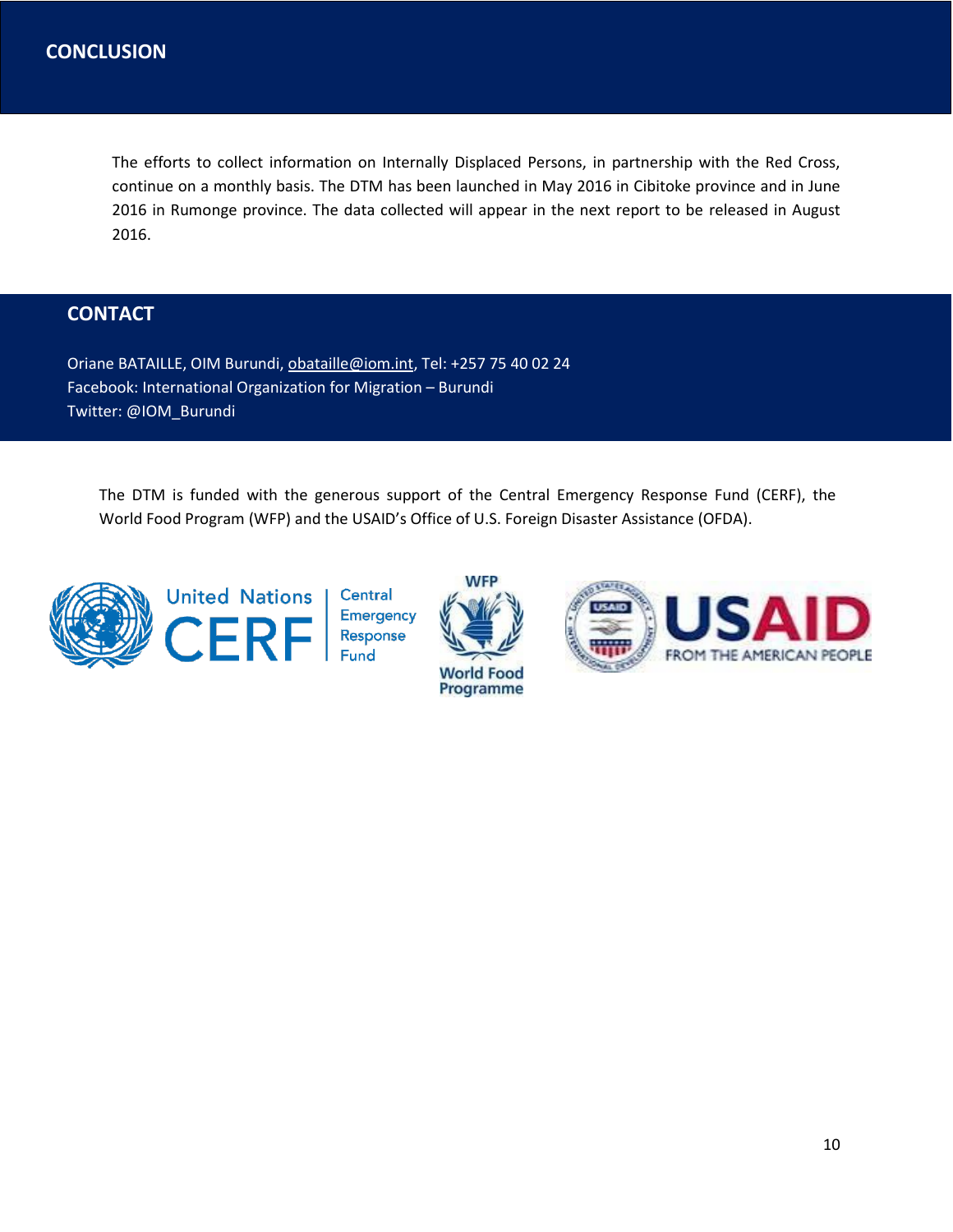## CONCLUSION

The efforts to collect information on Internally Displaced Persons, in partnership with the Red Cross, continue on a monthly basis. The DTM has been launched in May 2016 in Cibitoke province and in June 2016 in Rumonge province. The data collected will appear in the next report to be released in August 2016.

## CONTACT

Oriane BATAILLE, OIM Burundi, obataille@iom.int, Tel: +257 75 40 02 24
Facebook: International Organization for Migration – Burundi
Twitter: @IOM_Burundi

The DTM is funded with the generous support of the Central Emergency Response Fund (CERF), the World Food Program (WFP) and the USAID's Office of U.S. Foreign Disaster Assistance (OFDA).

United Nations CERF Central Emergency Response Fund

WFP World Food Programme

USAID FROM THE AMERICAN PEOPLE